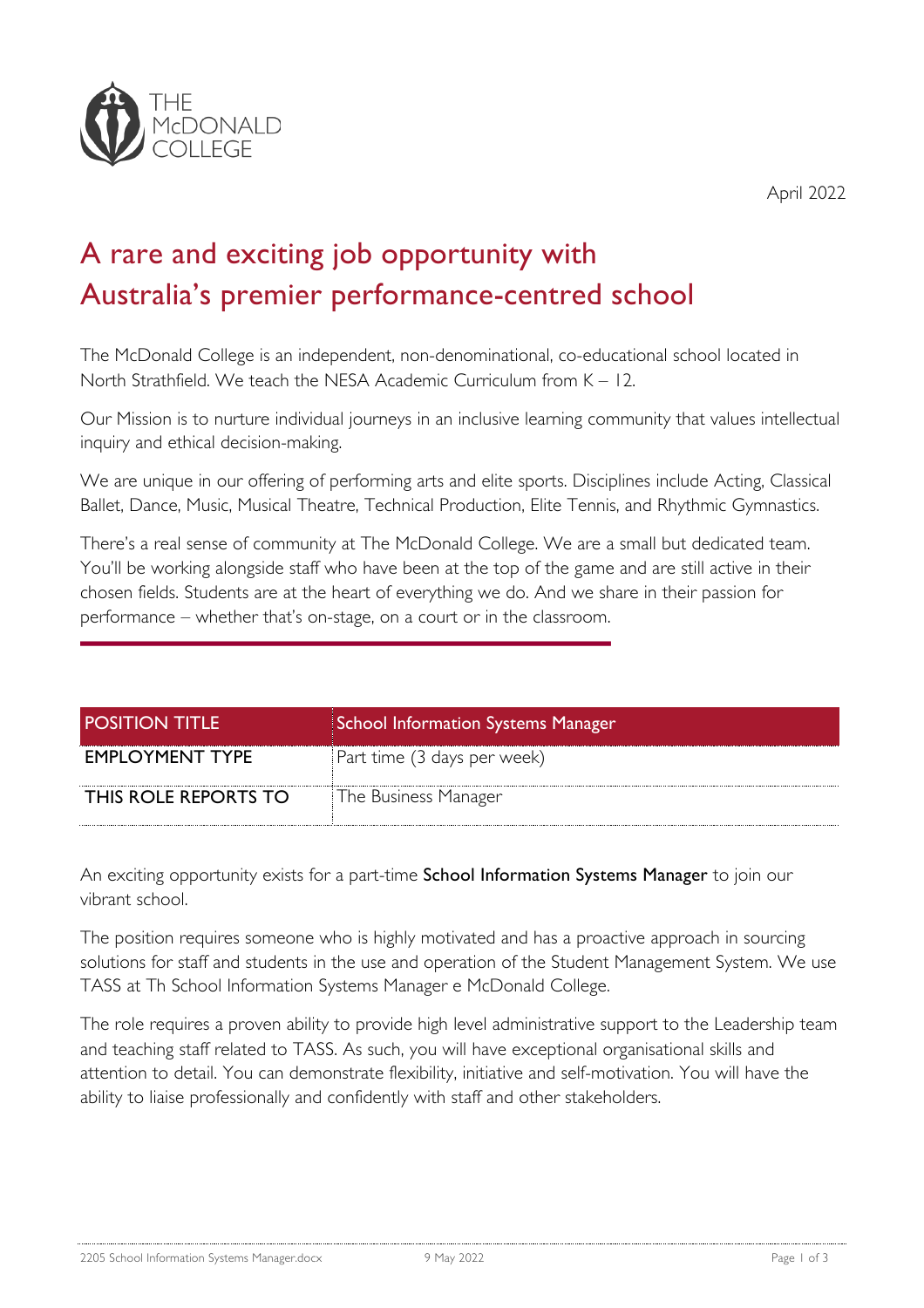THE McDONALD COLLEGE

April 2022

# A rare and exciting job opportunity with Australia's premier performance-centred school

The McDonald College is an independent, non-denominational, co-educational school located in North Strathfield. We teach the NESA Academic Curriculum from K – 12.

Our Mission is to nurture individual journeys in an inclusive learning community that values intellectual inquiry and ethical decision-making.

We are unique in our offering of performing arts and elite sports. Disciplines include Acting, Classical Ballet, Dance, Music, Musical Theatre, Technical Production, Elite Tennis, and Rhythmic Gymnastics.

There's a real sense of community at The McDonald College. We are a small but dedicated team. You'll be working alongside staff who have been at the top of the game and are still active in their chosen fields. Students are at the heart of everything we do. And we share in their passion for performance – whether that's on-stage, on a court or in the classroom.

| POSITION TITLE | School Information Systems Manager |
|---|---|
| EMPLOYMENT TYPE | Part time (3 days per week) |
| THIS ROLE REPORTS TO | The Business Manager |

An exciting opportunity exists for a part-time **School Information Systems Manager** to join our vibrant school.

The position requires someone who is highly motivated and has a proactive approach in sourcing solutions for staff and students in the use and operation of the Student Management System. We use TASS at Th School Information Systems Manager e McDonald College.

The role requires a proven ability to provide high level administrative support to the Leadership team and teaching staff related to TASS. As such, you will have exceptional organisational skills and attention to detail. You can demonstrate flexibility, initiative and self-motivation. You will have the ability to liaise professionally and confidently with staff and other stakeholders.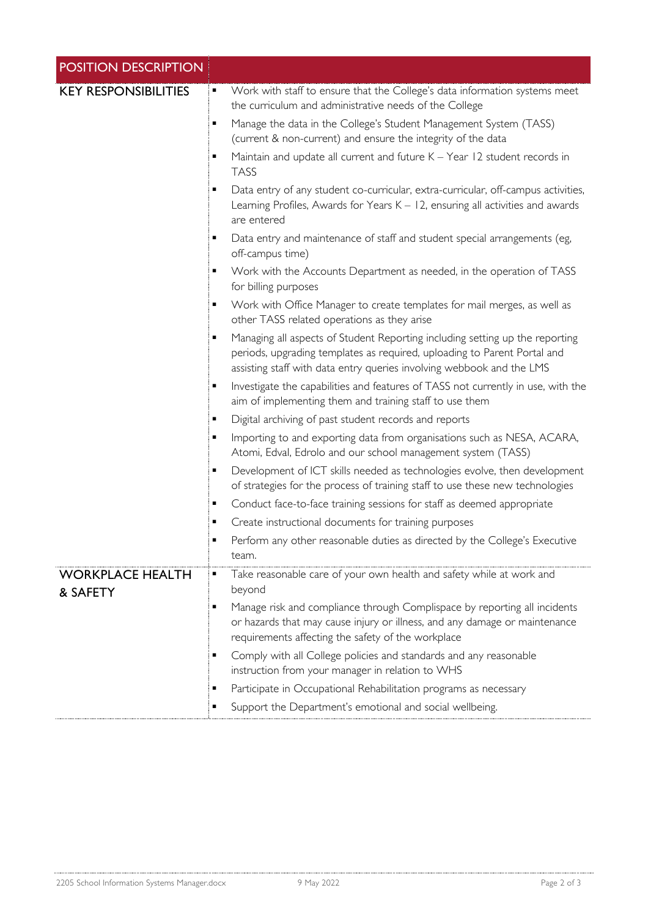| POSITION DESCRIPTION | |
|---|---|
| KEY RESPONSIBILITIES | ▪ Work with staff to ensure that the College's data information systems meet the curriculum and administrative needs of the College<br>▪ Manage the data in the College's Student Management System (TASS) (current & non-current) and ensure the integrity of the data<br>▪ Maintain and update all current and future K – Year 12 student records in TASS<br>▪ Data entry of any student co-curricular, extra-curricular, off-campus activities, Learning Profiles, Awards for Years K – 12, ensuring all activities and awards are entered<br>▪ Data entry and maintenance of staff and student special arrangements (eg, off-campus time)<br>▪ Work with the Accounts Department as needed, in the operation of TASS for billing purposes<br>▪ Work with Office Manager to create templates for mail merges, as well as other TASS related operations as they arise<br>▪ Managing all aspects of Student Reporting including setting up the reporting periods, upgrading templates as required, uploading to Parent Portal and assisting staff with data entry queries involving webbook and the LMS<br>▪ Investigate the capabilities and features of TASS not currently in use, with the aim of implementing them and training staff to use them<br>▪ Digital archiving of past student records and reports<br>▪ Importing to and exporting data from organisations such as NESA, ACARA, Atomi, Edval, Edrolo and our school management system (TASS)<br>▪ Development of ICT skills needed as technologies evolve, then development of strategies for the process of training staff to use these new technologies<br>▪ Conduct face-to-face training sessions for staff as deemed appropriate<br>▪ Create instructional documents for training purposes<br>▪ Perform any other reasonable duties as directed by the College's Executive team. |
| WORKPLACE HEALTH & SAFETY | ▪ Take reasonable care of your own health and safety while at work and beyond<br>▪ Manage risk and compliance through Complispace by reporting all incidents or hazards that may cause injury or illness, and any damage or maintenance requirements affecting the safety of the workplace<br>▪ Comply with all College policies and standards and any reasonable instruction from your manager in relation to WHS<br>▪ Participate in Occupational Rehabilitation programs as necessary<br>▪ Support the Department's emotional and social wellbeing. |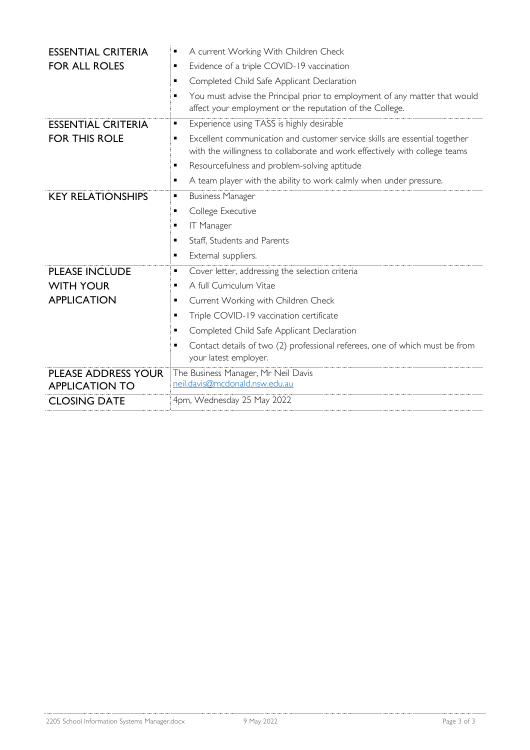| | |
|---|---|
| ESSENTIAL CRITERIA FOR ALL ROLES | ▪ A current Working With Children Check<br>▪ Evidence of a triple COVID-19 vaccination<br>▪ Completed Child Safe Applicant Declaration<br>▪ You must advise the Principal prior to employment of any matter that would affect your employment or the reputation of the College. |
| ESSENTIAL CRITERIA FOR THIS ROLE | ▪ Experience using TASS is highly desirable<br>▪ Excellent communication and customer service skills are essential together with the willingness to collaborate and work effectively with college teams<br>▪ Resourcefulness and problem-solving aptitude<br>▪ A team player with the ability to work calmly when under pressure. |
| KEY RELATIONSHIPS | ▪ Business Manager<br>▪ College Executive<br>▪ IT Manager<br>▪ Staff, Students and Parents<br>▪ External suppliers. |
| PLEASE INCLUDE WITH YOUR APPLICATION | ▪ Cover letter, addressing the selection criteria<br>▪ A full Curriculum Vitae<br>▪ Current Working with Children Check<br>▪ Triple COVID-19 vaccination certificate<br>▪ Completed Child Safe Applicant Declaration<br>▪ Contact details of two (2) professional referees, one of which must be from your latest employer. |
| PLEASE ADDRESS YOUR APPLICATION TO | The Business Manager, Mr Neil Davis<br>neil.davis@mcdonald.nsw.edu.au |
| CLOSING DATE | 4pm, Wednesday 25 May 2022 |